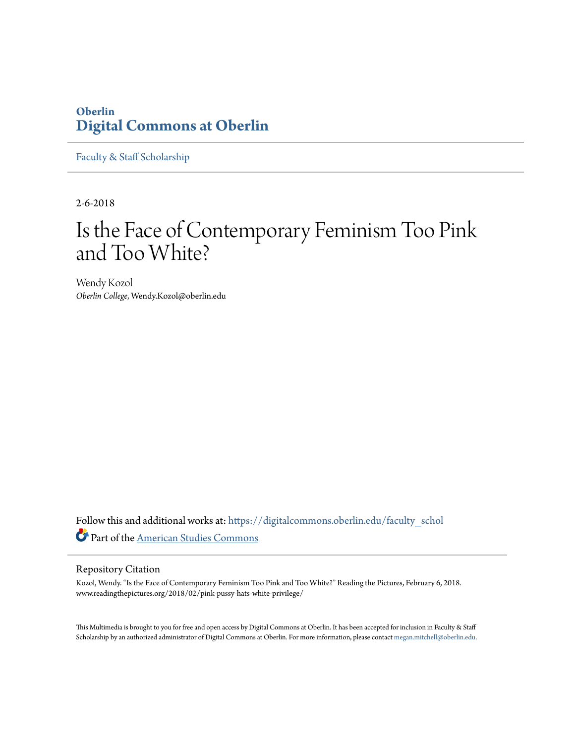Oberlin

**Digital Commons at Oberlin**

Faculty & Staff Scholarship

2-6-2018

# Is the Face of Contemporary Feminism Too Pink and Too White?

Wendy Kozol
*Oberlin College*, Wendy.Kozol@oberlin.edu

Follow this and additional works at: https://digitalcommons.oberlin.edu/faculty_schol

Part of the American Studies Commons

## Repository Citation

Kozol, Wendy. "Is the Face of Contemporary Feminism Too Pink and Too White?" Reading the Pictures, February 6, 2018. www.readingthepictures.org/2018/02/pink-pussy-hats-white-privilege/

This Multimedia is brought to you for free and open access by Digital Commons at Oberlin. It has been accepted for inclusion in Faculty & Staff Scholarship by an authorized administrator of Digital Commons at Oberlin. For more information, please contact megan.mitchell@oberlin.edu.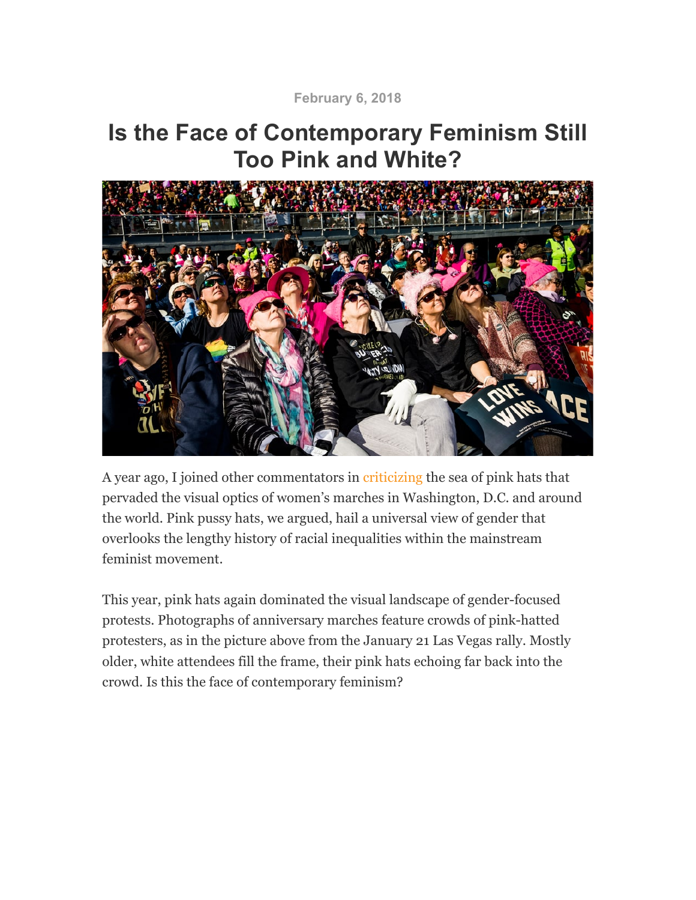February 6, 2018

# Is the Face of Contemporary Feminism Still Too Pink and White?

A year ago, I joined other commentators in criticizing the sea of pink hats that pervaded the visual optics of women's marches in Washington, D.C. and around the world. Pink pussy hats, we argued, hail a universal view of gender that overlooks the lengthy history of racial inequalities within the mainstream feminist movement.

This year, pink hats again dominated the visual landscape of gender-focused protests. Photographs of anniversary marches feature crowds of pink-hatted protesters, as in the picture above from the January 21 Las Vegas rally. Mostly older, white attendees fill the frame, their pink hats echoing far back into the crowd. Is this the face of contemporary feminism?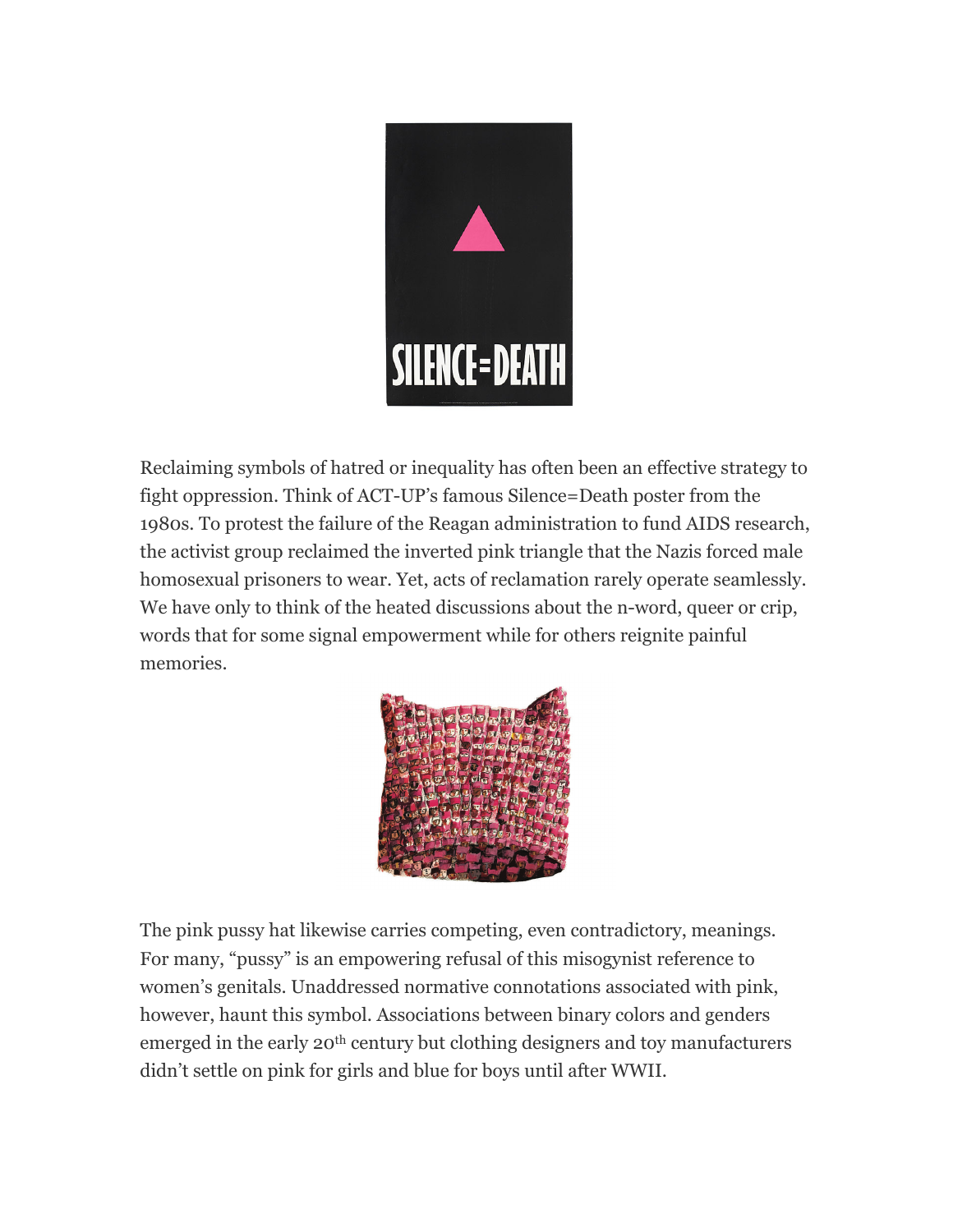Reclaiming symbols of hatred or inequality has often been an effective strategy to fight oppression. Think of ACT-UP's famous Silence=Death poster from the 1980s. To protest the failure of the Reagan administration to fund AIDS research, the activist group reclaimed the inverted pink triangle that the Nazis forced male homosexual prisoners to wear. Yet, acts of reclamation rarely operate seamlessly. We have only to think of the heated discussions about the n-word, queer or crip, words that for some signal empowerment while for others reignite painful memories.

The pink pussy hat likewise carries competing, even contradictory, meanings. For many, "pussy" is an empowering refusal of this misogynist reference to women's genitals. Unaddressed normative connotations associated with pink, however, haunt this symbol. Associations between binary colors and genders emerged in the early 20th century but clothing designers and toy manufacturers didn't settle on pink for girls and blue for boys until after WWII.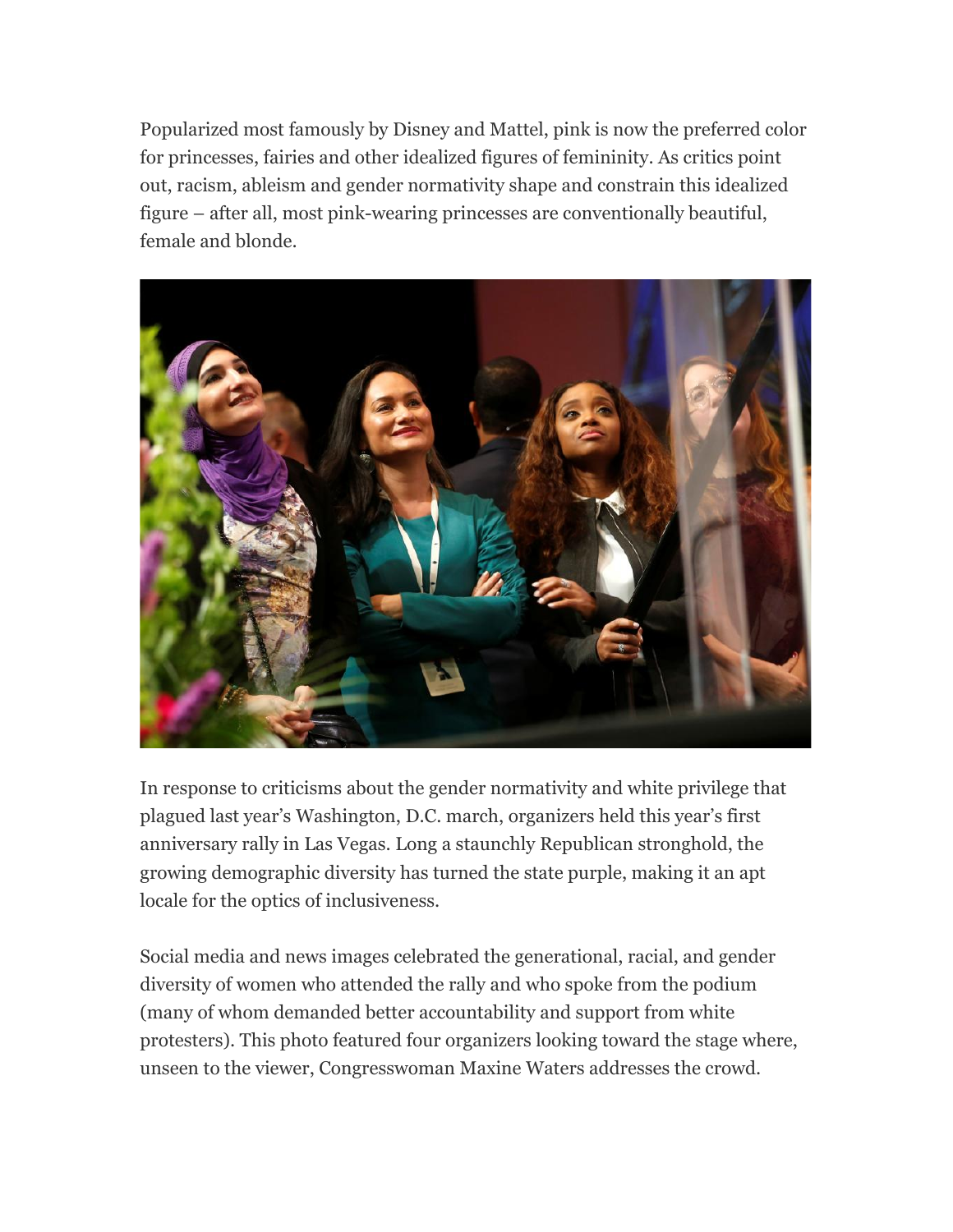Popularized most famously by Disney and Mattel, pink is now the preferred color for princesses, fairies and other idealized figures of femininity. As critics point out, racism, ableism and gender normativity shape and constrain this idealized figure – after all, most pink-wearing princesses are conventionally beautiful, female and blonde.

In response to criticisms about the gender normativity and white privilege that plagued last year's Washington, D.C. march, organizers held this year's first anniversary rally in Las Vegas. Long a staunchly Republican stronghold, the growing demographic diversity has turned the state purple, making it an apt locale for the optics of inclusiveness.

Social media and news images celebrated the generational, racial, and gender diversity of women who attended the rally and who spoke from the podium (many of whom demanded better accountability and support from white protesters). This photo featured four organizers looking toward the stage where, unseen to the viewer, Congresswoman Maxine Waters addresses the crowd.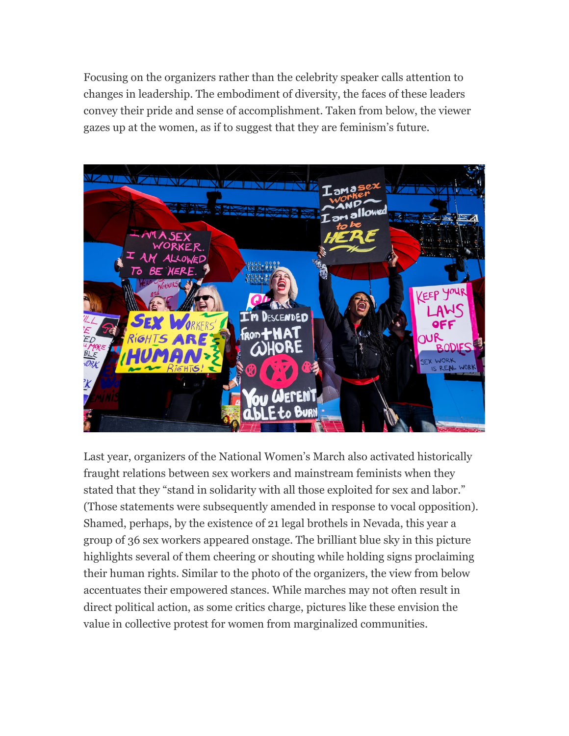Focusing on the organizers rather than the celebrity speaker calls attention to changes in leadership. The embodiment of diversity, the faces of these leaders convey their pride and sense of accomplishment. Taken from below, the viewer gazes up at the women, as if to suggest that they are feminism's future.

Last year, organizers of the National Women's March also activated historically fraught relations between sex workers and mainstream feminists when they stated that they "stand in solidarity with all those exploited for sex and labor." (Those statements were subsequently amended in response to vocal opposition). Shamed, perhaps, by the existence of 21 legal brothels in Nevada, this year a group of 36 sex workers appeared onstage. The brilliant blue sky in this picture highlights several of them cheering or shouting while holding signs proclaiming their human rights. Similar to the photo of the organizers, the view from below accentuates their empowered stances. While marches may not often result in direct political action, as some critics charge, pictures like these envision the value in collective protest for women from marginalized communities.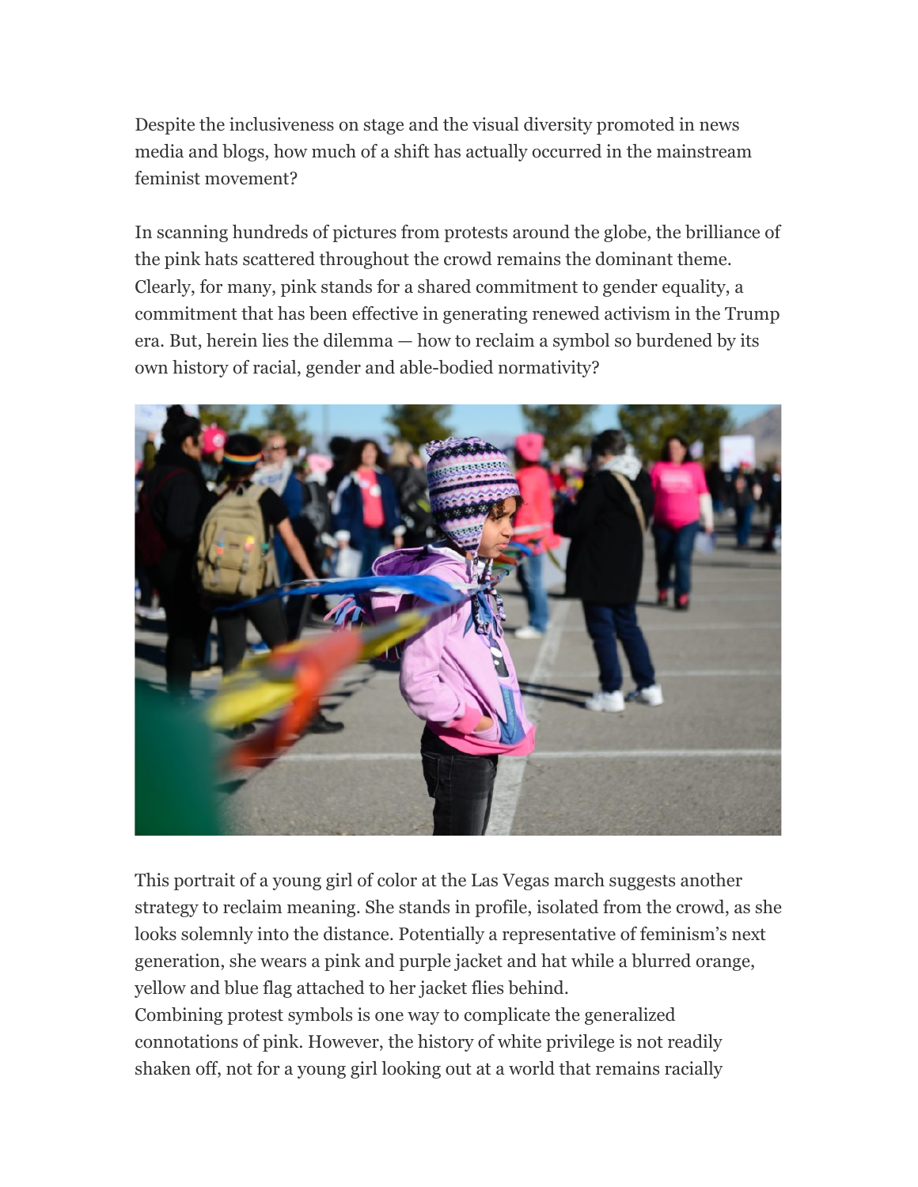Despite the inclusiveness on stage and the visual diversity promoted in news media and blogs, how much of a shift has actually occurred in the mainstream feminist movement?

In scanning hundreds of pictures from protests around the globe, the brilliance of the pink hats scattered throughout the crowd remains the dominant theme. Clearly, for many, pink stands for a shared commitment to gender equality, a commitment that has been effective in generating renewed activism in the Trump era. But, herein lies the dilemma — how to reclaim a symbol so burdened by its own history of racial, gender and able-bodied normativity?

This portrait of a young girl of color at the Las Vegas march suggests another strategy to reclaim meaning. She stands in profile, isolated from the crowd, as she looks solemnly into the distance. Potentially a representative of feminism's next generation, she wears a pink and purple jacket and hat while a blurred orange, yellow and blue flag attached to her jacket flies behind.
Combining protest symbols is one way to complicate the generalized connotations of pink. However, the history of white privilege is not readily shaken off, not for a young girl looking out at a world that remains racially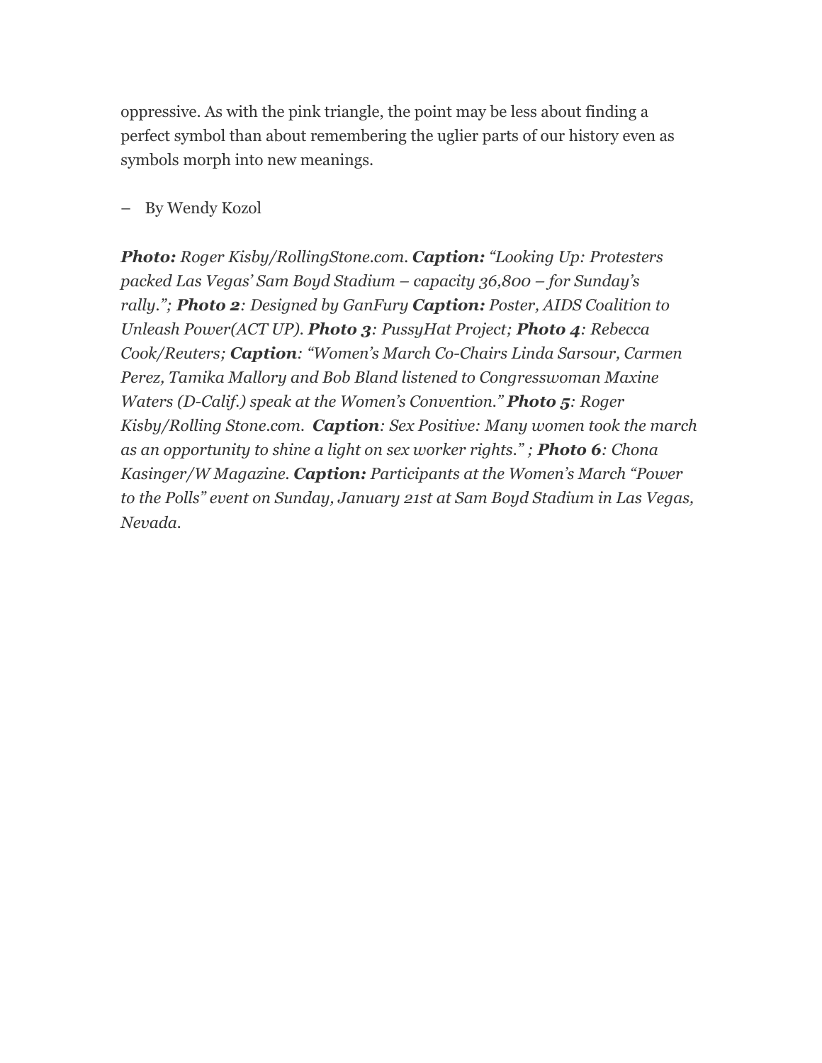oppressive. As with the pink triangle, the point may be less about finding a perfect symbol than about remembering the uglier parts of our history even as symbols morph into new meanings.

– By Wendy Kozol

***Photo:*** *Roger Kisby/RollingStone.com.* ***Caption:*** *"Looking Up: Protesters packed Las Vegas' Sam Boyd Stadium – capacity 36,800 – for Sunday's rally.";* ***Photo 2****: Designed by GanFury* ***Caption:*** *Poster, AIDS Coalition to Unleash Power(ACT UP).* ***Photo 3****: PussyHat Project;* ***Photo 4****: Rebecca Cook/Reuters;* ***Caption****: "Women's March Co-Chairs Linda Sarsour, Carmen Perez, Tamika Mallory and Bob Bland listened to Congresswoman Maxine Waters (D-Calif.) speak at the Women's Convention."* ***Photo 5****: Roger Kisby/Rolling Stone.com.* ***Caption****: Sex Positive: Many women took the march as an opportunity to shine a light on sex worker rights." ;* ***Photo 6****: Chona Kasinger/W Magazine.* ***Caption:*** *Participants at the Women's March "Power to the Polls" event on Sunday, January 21st at Sam Boyd Stadium in Las Vegas, Nevada.*